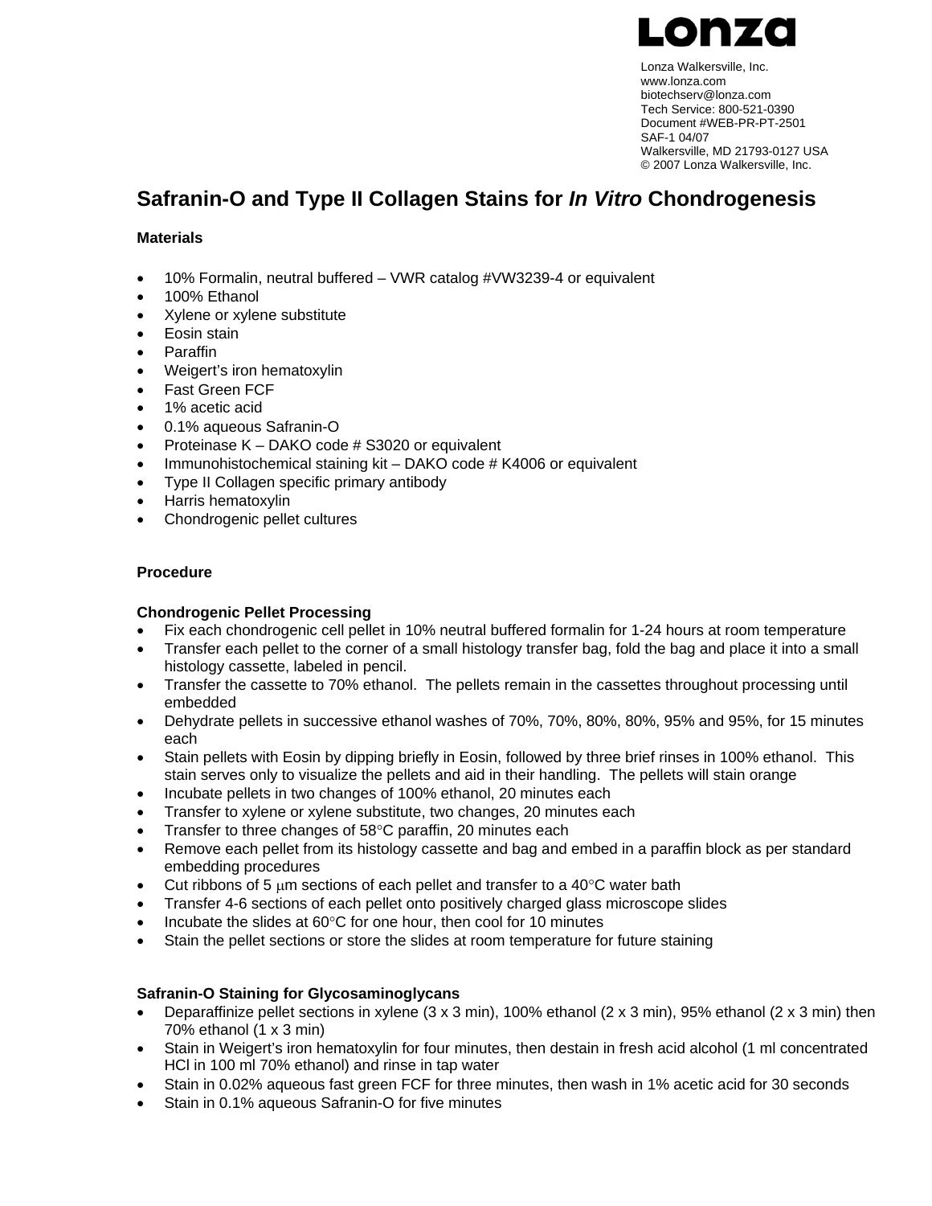Lonza

Lonza Walkersville, Inc.
www.lonza.com
biotechserv@lonza.com
Tech Service: 800-521-0390
Document #WEB-PR-PT-2501
SAF-1 04/07
Walkersville, MD 21793-0127 USA
© 2007 Lonza Walkersville, Inc.

# Safranin-O and Type II Collagen Stains for *In Vitro* Chondrogenesis

### Materials

- 10% Formalin, neutral buffered – VWR catalog #VW3239-4 or equivalent
- 100% Ethanol
- Xylene or xylene substitute
- Eosin stain
- Paraffin
- Weigert's iron hematoxylin
- Fast Green FCF
- 1% acetic acid
- 0.1% aqueous Safranin-O
- Proteinase K – DAKO code # S3020 or equivalent
- Immunohistochemical staining kit – DAKO code # K4006 or equivalent
- Type II Collagen specific primary antibody
- Harris hematoxylin
- Chondrogenic pellet cultures

### Procedure

#### Chondrogenic Pellet Processing

- Fix each chondrogenic cell pellet in 10% neutral buffered formalin for 1-24 hours at room temperature
- Transfer each pellet to the corner of a small histology transfer bag, fold the bag and place it into a small histology cassette, labeled in pencil.
- Transfer the cassette to 70% ethanol. The pellets remain in the cassettes throughout processing until embedded
- Dehydrate pellets in successive ethanol washes of 70%, 70%, 80%, 80%, 95% and 95%, for 15 minutes each
- Stain pellets with Eosin by dipping briefly in Eosin, followed by three brief rinses in 100% ethanol. This stain serves only to visualize the pellets and aid in their handling. The pellets will stain orange
- Incubate pellets in two changes of 100% ethanol, 20 minutes each
- Transfer to xylene or xylene substitute, two changes, 20 minutes each
- Transfer to three changes of 58°C paraffin, 20 minutes each
- Remove each pellet from its histology cassette and bag and embed in a paraffin block as per standard embedding procedures
- Cut ribbons of 5 μm sections of each pellet and transfer to a 40°C water bath
- Transfer 4-6 sections of each pellet onto positively charged glass microscope slides
- Incubate the slides at 60°C for one hour, then cool for 10 minutes
- Stain the pellet sections or store the slides at room temperature for future staining

#### Safranin-O Staining for Glycosaminoglycans

- Deparaffinize pellet sections in xylene (3 x 3 min), 100% ethanol (2 x 3 min), 95% ethanol (2 x 3 min) then 70% ethanol (1 x 3 min)
- Stain in Weigert's iron hematoxylin for four minutes, then destain in fresh acid alcohol (1 ml concentrated HCl in 100 ml 70% ethanol) and rinse in tap water
- Stain in 0.02% aqueous fast green FCF for three minutes, then wash in 1% acetic acid for 30 seconds
- Stain in 0.1% aqueous Safranin-O for five minutes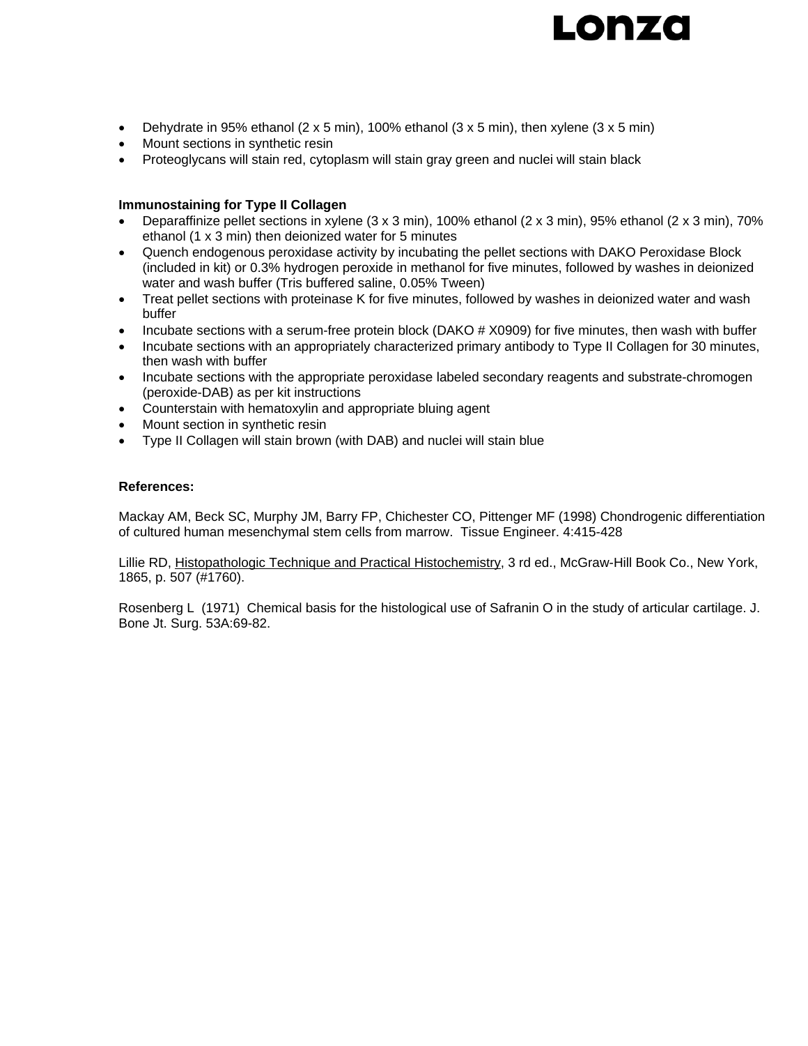- Dehydrate in 95% ethanol (2 x 5 min), 100% ethanol (3 x 5 min), then xylene (3 x 5 min)
- Mount sections in synthetic resin
- Proteoglycans will stain red, cytoplasm will stain gray green and nuclei will stain black

**Immunostaining for Type II Collagen**

- Deparaffinize pellet sections in xylene (3 x 3 min), 100% ethanol (2 x 3 min), 95% ethanol (2 x 3 min), 70% ethanol (1 x 3 min) then deionized water for 5 minutes
- Quench endogenous peroxidase activity by incubating the pellet sections with DAKO Peroxidase Block (included in kit) or 0.3% hydrogen peroxide in methanol for five minutes, followed by washes in deionized water and wash buffer (Tris buffered saline, 0.05% Tween)
- Treat pellet sections with proteinase K for five minutes, followed by washes in deionized water and wash buffer
- Incubate sections with a serum-free protein block (DAKO # X0909) for five minutes, then wash with buffer
- Incubate sections with an appropriately characterized primary antibody to Type II Collagen for 30 minutes, then wash with buffer
- Incubate sections with the appropriate peroxidase labeled secondary reagents and substrate-chromogen (peroxide-DAB) as per kit instructions
- Counterstain with hematoxylin and appropriate bluing agent
- Mount section in synthetic resin
- Type II Collagen will stain brown (with DAB) and nuclei will stain blue

**References:**

Mackay AM, Beck SC, Murphy JM, Barry FP, Chichester CO, Pittenger MF (1998) Chondrogenic differentiation of cultured human mesenchymal stem cells from marrow. Tissue Engineer. 4:415-428

Lillie RD, Histopathologic Technique and Practical Histochemistry, 3 rd ed., McGraw-Hill Book Co., New York, 1865, p. 507 (#1760).

Rosenberg L (1971) Chemical basis for the histological use of Safranin O in the study of articular cartilage. J. Bone Jt. Surg. 53A:69-82.